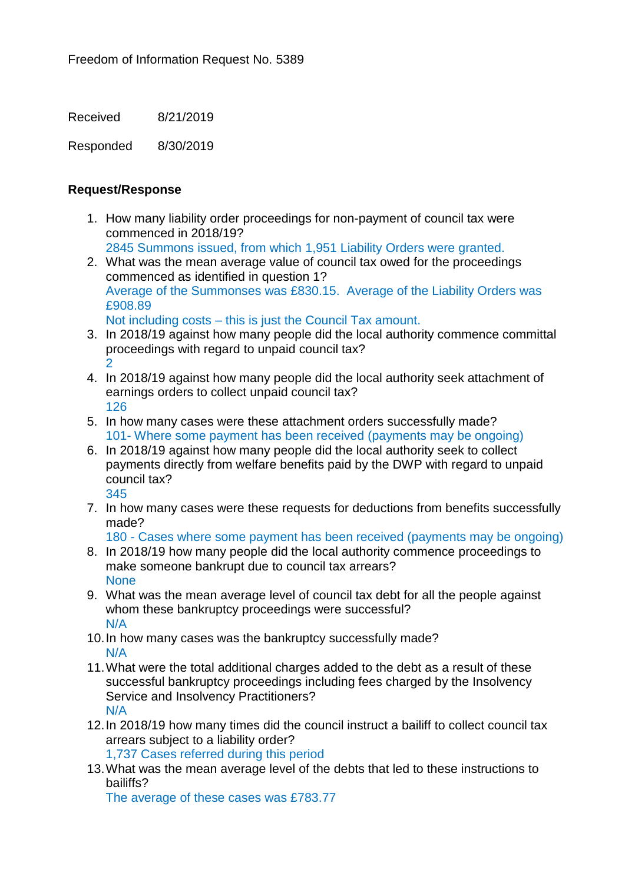Freedom of Information Request No. 5389

Received 8/21/2019

Responded 8/30/2019

**Request/Response**

1. How many liability order proceedings for non-payment of council tax were commenced in 2018/19?
   2845 Summons issued, from which 1,951 Liability Orders were granted.
2. What was the mean average value of council tax owed for the proceedings commenced as identified in question 1?
   Average of the Summonses was £830.15. Average of the Liability Orders was £908.89
   Not including costs – this is just the Council Tax amount.
3. In 2018/19 against how many people did the local authority commence committal proceedings with regard to unpaid council tax?
   2
4. In 2018/19 against how many people did the local authority seek attachment of earnings orders to collect unpaid council tax?
   126
5. In how many cases were these attachment orders successfully made?
   101- Where some payment has been received (payments may be ongoing)
6. In 2018/19 against how many people did the local authority seek to collect payments directly from welfare benefits paid by the DWP with regard to unpaid council tax?
   345
7. In how many cases were these requests for deductions from benefits successfully made?
   180 - Cases where some payment has been received (payments may be ongoing)
8. In 2018/19 how many people did the local authority commence proceedings to make someone bankrupt due to council tax arrears?
   None
9. What was the mean average level of council tax debt for all the people against whom these bankruptcy proceedings were successful?
   N/A
10. In how many cases was the bankruptcy successfully made?
    N/A
11. What were the total additional charges added to the debt as a result of these successful bankruptcy proceedings including fees charged by the Insolvency Service and Insolvency Practitioners?
    N/A
12. In 2018/19 how many times did the council instruct a bailiff to collect council tax arrears subject to a liability order?
    1,737 Cases referred during this period
13. What was the mean average level of the debts that led to these instructions to bailiffs?
    The average of these cases was £783.77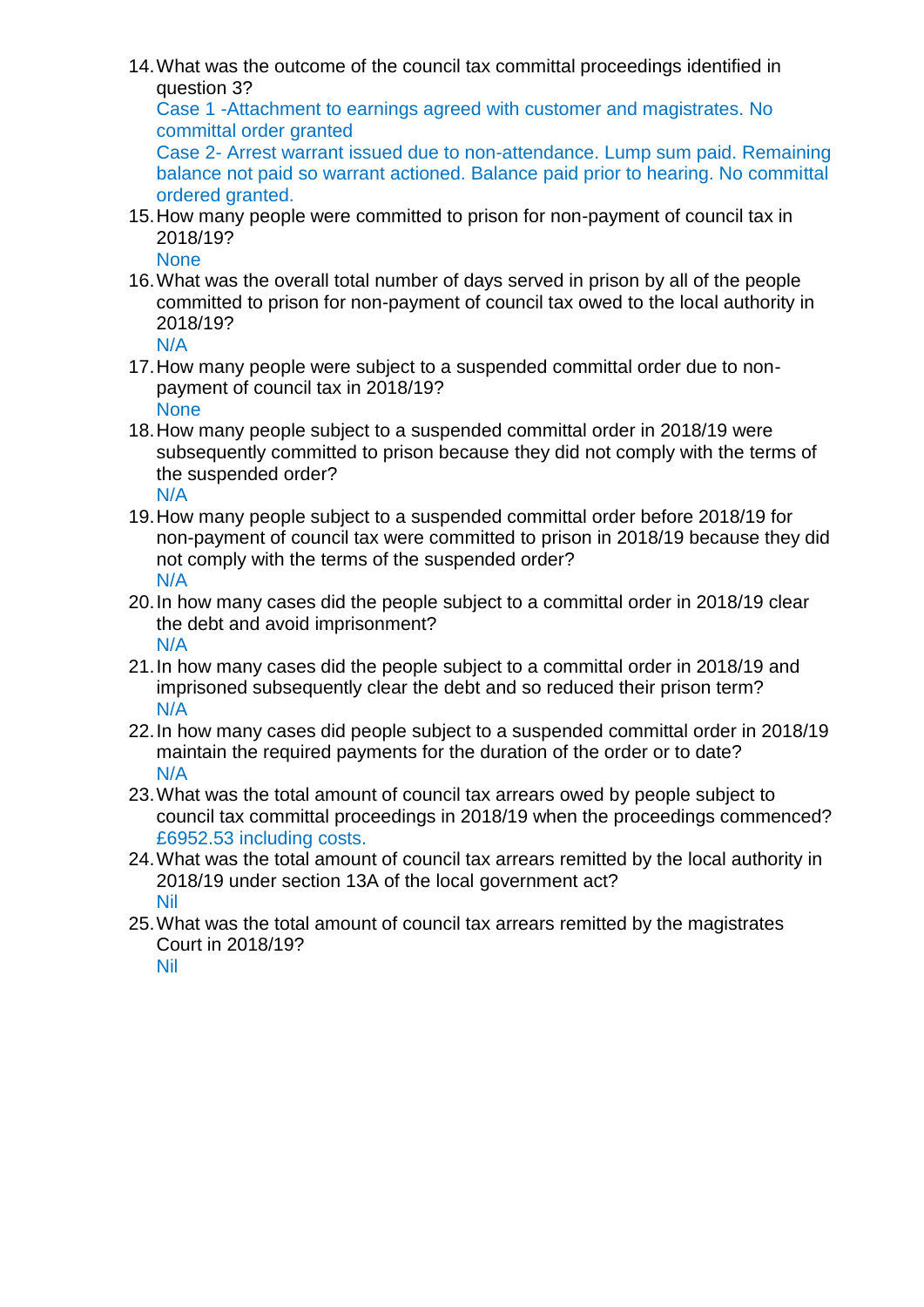14. What was the outcome of the council tax committal proceedings identified in question 3?
    Case 1 -Attachment to earnings agreed with customer and magistrates. No committal order granted
    Case 2- Arrest warrant issued due to non-attendance. Lump sum paid. Remaining balance not paid so warrant actioned. Balance paid prior to hearing. No committal ordered granted.
15. How many people were committed to prison for non-payment of council tax in 2018/19?
    None
16. What was the overall total number of days served in prison by all of the people committed to prison for non-payment of council tax owed to the local authority in 2018/19?
    N/A
17. How many people were subject to a suspended committal order due to non-payment of council tax in 2018/19?
    None
18. How many people subject to a suspended committal order in 2018/19 were subsequently committed to prison because they did not comply with the terms of the suspended order?
    N/A
19. How many people subject to a suspended committal order before 2018/19 for non-payment of council tax were committed to prison in 2018/19 because they did not comply with the terms of the suspended order?
    N/A
20. In how many cases did the people subject to a committal order in 2018/19 clear the debt and avoid imprisonment?
    N/A
21. In how many cases did the people subject to a committal order in 2018/19 and imprisoned subsequently clear the debt and so reduced their prison term?
    N/A
22. In how many cases did people subject to a suspended committal order in 2018/19 maintain the required payments for the duration of the order or to date?
    N/A
23. What was the total amount of council tax arrears owed by people subject to council tax committal proceedings in 2018/19 when the proceedings commenced?
    £6952.53 including costs.
24. What was the total amount of council tax arrears remitted by the local authority in 2018/19 under section 13A of the local government act?
    Nil
25. What was the total amount of council tax arrears remitted by the magistrates Court in 2018/19?
    Nil